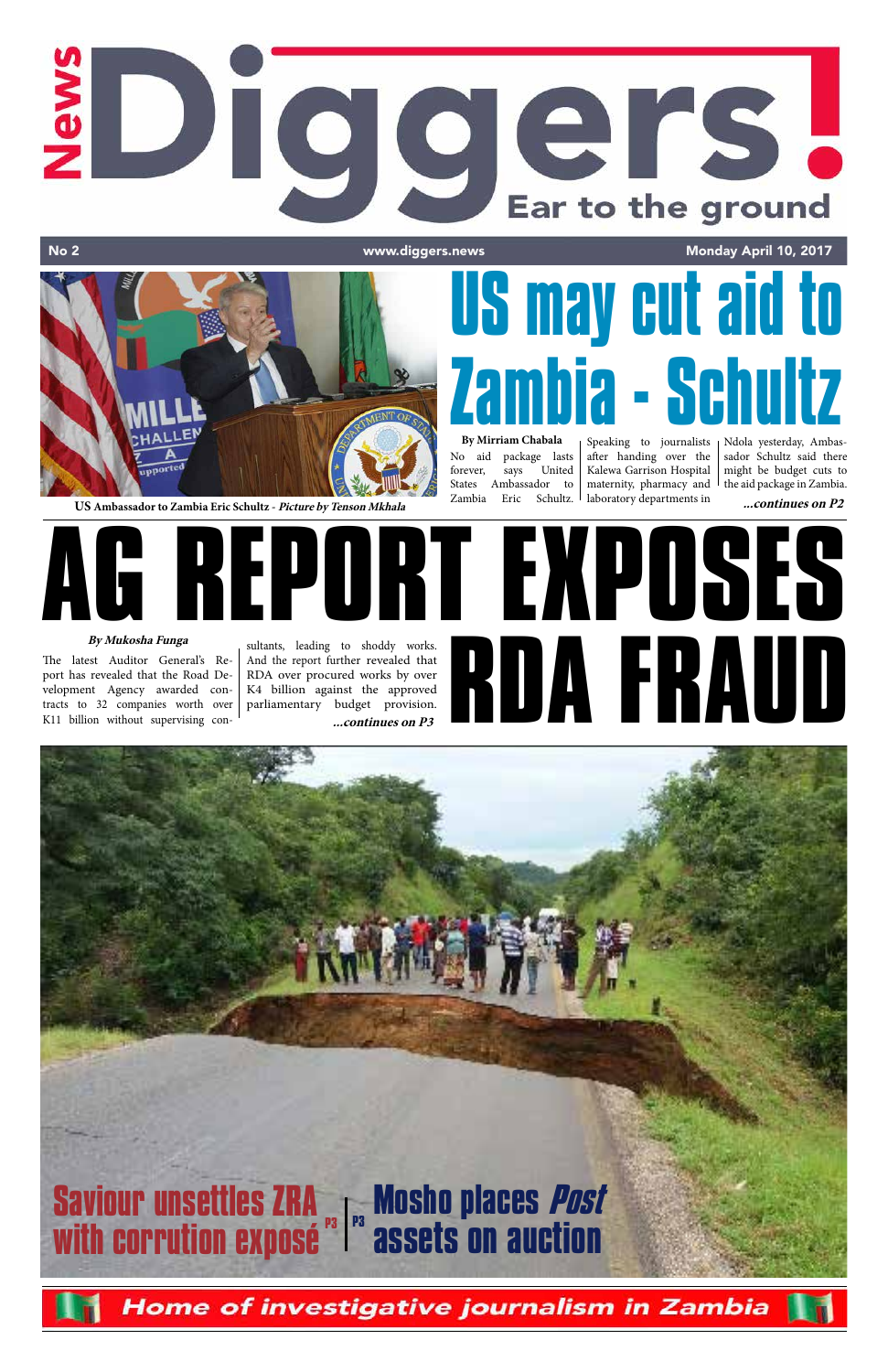# News Diggers!

Ear to the ground

No 2 www.diggers.news Monday April 10, 2017

## US may cut aid to Zambia - Schultz

US Ambassador to Zambia Eric Schultz - *Picture by Tenson Mkhala*

**By Mirriam Chabala**

No aid package lasts forever, says United States Ambassador to Zambia Eric Schultz. Speaking to journalists after handing over the Kalewa Garrison Hospital maternity, pharmacy and laboratory departments in Ndola yesterday, Ambassador Schultz said there might be budget cuts to the aid package in Zambia.

***...continues on P2***

# AG REPORT EXPOSES RDA FRAUD

***By Mukosha Funga***

The latest Auditor General's Report has revealed that the Road Development Agency awarded contracts to 32 companies worth over K11 billion without supervising consultants, leading to shoddy works. And the report further revealed that RDA over procured works by over K4 billion against the approved parliamentary budget provision.

***...continues on P3***

## Saviour unsettles ZRA with corrution exposé P3

## Mosho places *Post* assets on auction P3

*Home of investigative journalism in Zambia*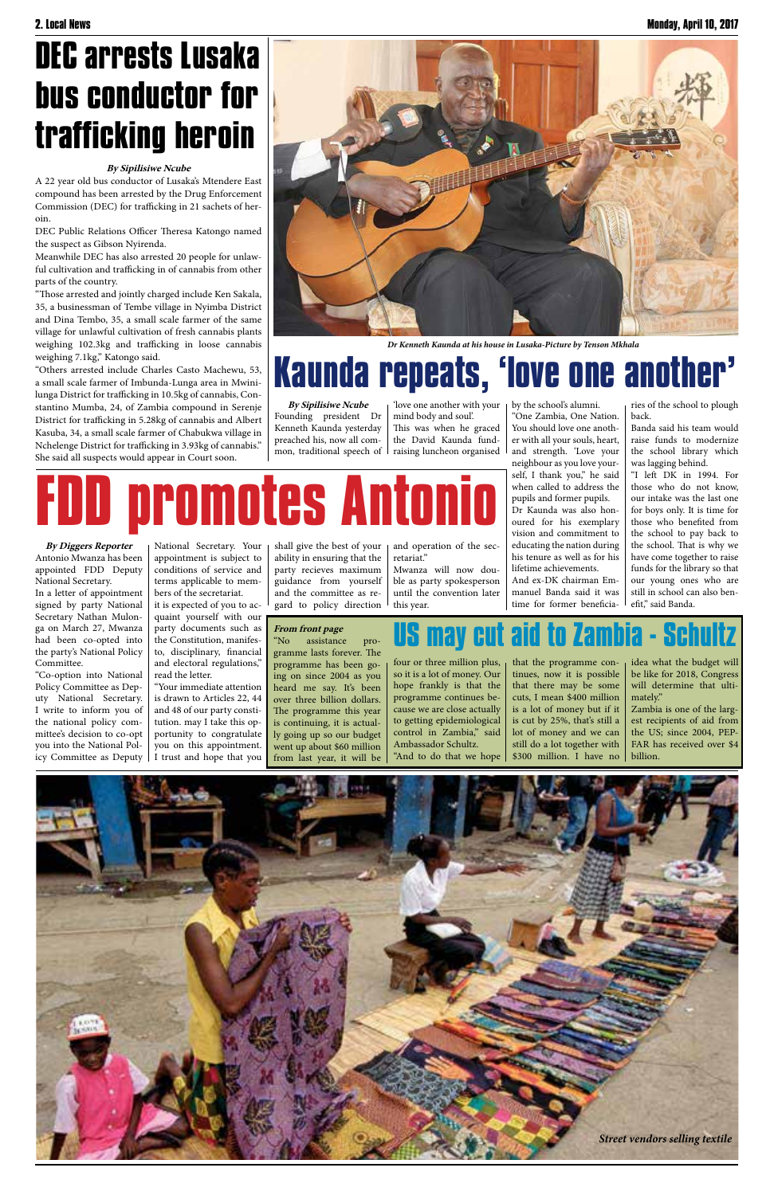# DEC arrests Lusaka bus conductor for trafficking heroin

***By Sipilisiwe Ncube***

A 22 year old bus conductor of Lusaka's Mtendere East compound has been arrested by the Drug Enforcement Commission (DEC) for trafficking in 21 sachets of heroin.

DEC Public Relations Officer Theresa Katongo named the suspect as Gibson Nyirenda.

Meanwhile DEC has also arrested 20 people for unlawful cultivation and trafficking in of cannabis from other parts of the country.

"Those arrested and jointly charged include Ken Sakala, 35, a businessman of Tembe village in Nyimba District and Dina Tembo, 35, a small scale farmer of the same village for unlawful cultivation of fresh cannabis plants weighing 102.3kg and trafficking in loose cannabis weighing 7.1kg," Katongo said.

"Others arrested include Charles Casto Machewu, 53, a small scale farmer of Imbunda-Lunga area in Mwinilunga District for trafficking in 10.5kg of cannabis, Constantino Mumba, 24, of Zambia compound in Serenje District for trafficking in 5.28kg of cannabis and Albert Kasuba, 34, a small scale farmer of Chabukwa village in Nchelenge District for trafficking in 3.93kg of cannabis." She said all suspects would appear in Court soon.

*Dr Kenneth Kaunda at his house in Lusaka-Picture by Tenson Mkhala*

# Kaunda repeats, 'love one another'

***By Sipilisiwe Ncube***

Founding president Dr Kenneth Kaunda yesterday preached his, now all common, traditional speech of 'love one another with your mind body and soul'.

This was when he graced the David Kaunda fundraising luncheon organised by the school's alumni.

"One Zambia, One Nation. You should love one another with all your souls, heart, and strength. 'Love your neighbour as you love yourself, I thank you," he said when called to address the pupils and former pupils.

Dr Kaunda was also honoured for his exemplary vision and commitment to educating the nation during his tenure as well as for his lifetime achievements.

And ex-DK chairman Emmanuel Banda said it was time for former beneficiaries of the school to plough back.

Banda said his team would raise funds to modernize the school library which was lagging behind.

"I left DK in 1994. For those who do not know, our intake was the last one for boys only. It is time for those who benefited from the school to pay back to the school. That is why we have come together to raise funds for the library so that our young ones who are still in school can also benefit," said Banda.

# FDD promotes Antonio

***By Diggers Reporter***

Antonio Mwanza has been appointed FDD Deputy National Secretary.

In a letter of appointment signed by party National Secretary Nathan Mulonga on March 27, Mwanza had been co-opted into the party's National Policy Committee.

"Co-option into National Policy Committee as Deputy National Secretary. I write to inform you of the national policy committee's decision to co-opt you into the National Policy Committee as Deputy National Secretary. Your appointment is subject to terms and conditions of service and terms applicable to members of the secretariat.

it is expected of you to acquaint yourself with our party documents such as the Constitution, manifesto, disciplinary, financial and electoral regulations," read the letter.

"Your immediate attention is drawn to Articles 22, 44 and 48 of our party constitution. may I take this opportunity to congratulate you on this appointment. I trust and hope that you shall give the best of your ability in ensuring that the party recieves maximum guidance from yourself and the committee as regard to policy direction and operation of the secretariat."

Mwanza will now double as party spokesperson until the convention later this year.

# US may cut aid to Zambia - Schultz

***From front page***

"No assistance programme lasts forever. The programme has been going on since 2004 as you heard me say. It's been over three billion dollars. The programme this year is continuing, it is actually going up so our budget went up about $60 million from last year, it will be four or three million plus, so it is a lot of money. Our hope frankly is that the programme continues because we are close actually to getting epidemiological control in Zambia," said Ambassador Schultz.

"And to do that we hope that the programme continues, now it is possible that there may be some cuts, I mean $400 million is a lot of money but if it is cut by 25%, that's still a lot of money and we can still do a lot together with $300 million. I have no idea what the budget will be like for 2018, Congress will determine that ultimately."

Zambia is one of the largest recipients of aid from the US; since 2004, PEPFAR has received over $4 billion.

*Street vendors selling textile*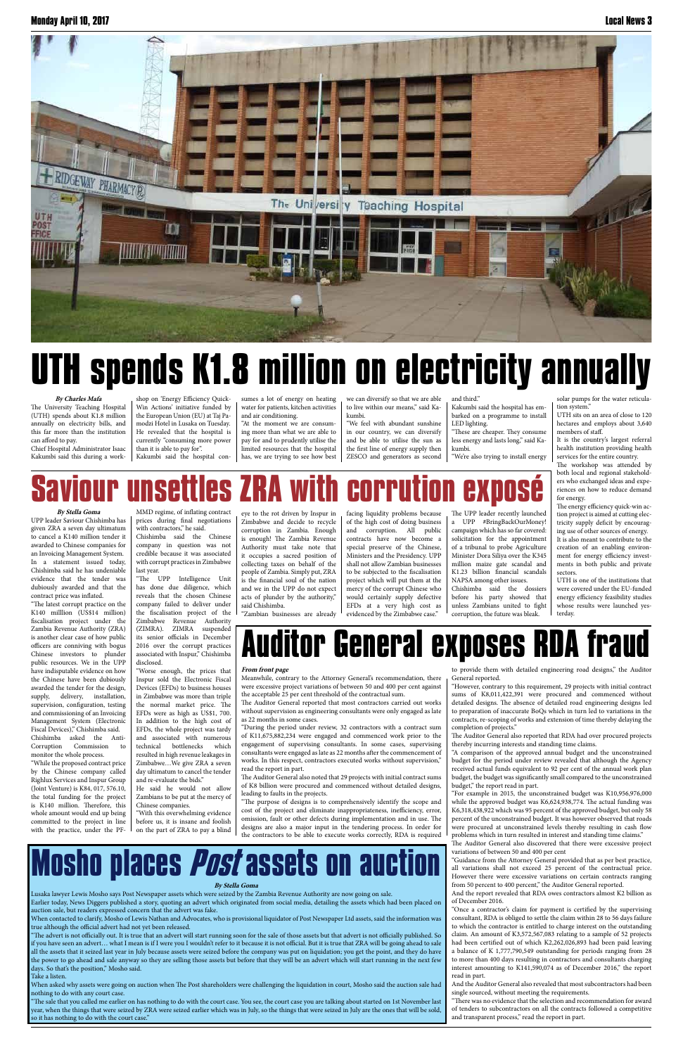# UTH spends K1.8 million on electricity annually

***By Charles Mafa***

The University Teaching Hospital (UTH) spends about K1.8 million annually on electricity bills, and this far more than the institution can afford to pay.

Chief Hospital Administrator Isaac Kakumbi said this during a workshop on 'Energy Efficiency Quick-Win Actions' initiative funded by the European Union (EU) at Taj Pamodzi Hotel in Lusaka on Tuesday. He revealed that the hospital is currently "consuming more power than it is able to pay for".

Kakumbi said the hospital consumes a lot of energy on heating water for patients, kitchen activities and air conditioning.

"At the moment we are consuming more than what we are able to pay for and to prudently utilise the limited resources that the hospital has, we are trying to see how best we can diversify so that we are able to live within our means," said Kakumbi.

"We feel with abundant sunshine in our country, we can diversify and be able to utilise the sun as the first line of energy supply then ZESCO and generators as second and third."

Kakumbi said the hospital has embarked on a programme to install LED lighting.

"These are cheaper. They consume less energy and lasts long," said Kakumbi.

"We're also trying to install energy solar pumps for the water reticulation system."

UTH sits on an area of close to 120 hectares and employs about 3,640 members of staff.

It is the country's largest referral health institution providing health services for the entire country.

The workshop was attended by both local and regional stakeholders who exchanged ideas and experiences on how to reduce demand for energy.

The energy efficiency quick-win action project is aimed at cutting electricity supply deficit by encouraging use of other sources of energy.

It is also meant to contribute to the creation of an enabling environment for energy efficiency investments in both public and private sectors.

UTH is one of the institutions that were covered under the EU-funded energy efficiency feasibility studies whose results were launched yesterday.

# Saviour unsettles ZRA with corrution exposé

***By Stella Goma***

UPP leader Saviour Chishimba has given ZRA a seven day ultimatum to cancel a K140 million tender it awarded to Chinese companies for an Invoicing Management System.

In a statement issued today, Chishimba said he has undeniable evidence that the tender was dubiously awarded and that the contract price was inflated.

"The latest corrupt practice on the K140 milllion (US$14 million) fiscalisation project under the Zambia Revenue Authority (ZRA) is another clear case of how public officers are conniving with bogus Chinese investors to plunder public resources. We in the UPP have indisputable evidence on how the Chinese have been dubiously awarded the tender for the design, supply, delivery, installation, supervision, configuration, testing and commissioning of an Invoicing Management System (Electronic Fiscal Devices)," Chishimba said.

Chishimba asked the Anti-Corruption Commission to monitor the whole process.

"While the proposed contract price by the Chinese company called Righlux Services and Inspur Group (Joint Venture) is K84, 017, 576.10, the total funding for the project is K140 million. Therefore, this whole amount would end up being committed to the project in line with the practice, under the PF-MMD regime, of inflating contract prices during final negotiations with contractors," he said.

Chishimba said the Chinese company in question was not credible because it was associated with corrupt practices in Zimbabwe last year.

"The UPP Intelligence Unit has done due diligence, which reveals that the chosen Chinese company failed to deliver under the fiscalisation project of the Zimbabwe Revenue Authority (ZIMRA). ZIMRA suspended its senior officials in December 2016 over the corrupt practices associated with Inspur," Chishimba disclosed.

"Worse enough, the prices that Inspur sold the Electronic Fiscal Devices (EFDs) to business houses in Zimbabwe was more than triple the normal market price. The EFDs were as high as US$1, 700. In addition to the high cost of EFDs, the whole project was tardy and associated with numerous technical bottlenecks which resulted in high revenue leakages in Zimbabwe…We give ZRA a seven day ultimatum to cancel the tender and re-evaluate the bids."

He said he would not allow Zambians to be put at the mercy of Chinese companies.

"With this overwhelming evidence before us, it is insane and foolish on the part of ZRA to pay a blind eye to the rot driven by Inspur in Zimbabwe and decide to recycle corruption in Zambia. Enough is enough! The Zambia Revenue Authority must take note that it occupies a sacred position of collecting taxes on behalf of the people of Zambia. Simply put, ZRA is the financial soul of the nation and we in the UPP do not expect acts of plunder by the authority," said Chishimba.

"Zambian businesses are already facing liquidity problems because of the high cost of doing business and corruption. All public contracts have now become a special preserve of the Chinese, Ministers and the Presidency. UPP shall not allow Zambian businesses to be subjected to the fiscalisation project which will put them at the mercy of the corrupt Chinese who would certainly supply defective EFDs at a very high cost as evidenced by the Zimbabwe case."

The UPP leader recently launched a UPP #BringBackOurMoney! campaign which has so far covered: solicitation for the appointment of a tribunal to probe Agriculture Minister Dora Siliya over the K345 million maize gate scandal and K1.23 billion financial scandals NAPSA among other issues.

Chishimba said the dossiers before his party showed that unless Zambians united to fight corruption, the future was bleak.

# Auditor General exposes RDA fraud

***From front page***

Meanwhile, contrary to the Attorney General's recommendation, there were excessive project variations of between 50 and 400 per cent against the acceptable 25 per cent threshold of the contractual sum.

The Auditor General reported that most contractors carried out works without supervision as engineering consultants were only engaged as late as 22 months in some cases.

"During the period under review, 32 contractors with a contract sum of K11,675,882,234 were engaged and commenced work prior to the engagement of supervising consultants. In some cases, supervising consultants were engaged as late as 22 months after the commencement of works. In this respect, contractors executed works without supervision," read the report in part.

The Auditor General also noted that 29 projects with initial contract sums of K8 billion were procured and commenced without detailed designs, leading to faults in the projects.

"The purpose of designs is to comprehensively identify the scope and cost of the project and eliminate inappropriateness, inefficiency, error, omission, fault or other defects during implementation and in use. The designs are also a major input in the tendering process. In order for the contractors to be able to execute works correctly, RDA is required to provide them with detailed engineering road designs," the Auditor General reported.

"However, contrary to this requirement, 29 projects with initial contract sums of K8,011,422,391 were procured and commenced without detailed designs. The absence of detailed road engineering designs led to preparation of inaccurate BoQs which in turn led to variations in the contracts, re-scoping of works and extension of time thereby delaying the completion of projects."

The Auditor General also reported that RDA had over procured projects thereby incurring interests and standing time claims.

"A comparison of the approved annual budget and the unconstrained budget for the period under review revealed that although the Agency received actual funds equivalent to 92 per cent of the annual work plan budget, the budget was significantly small compared to the unconstrained budget," the report read in part.

"For example in 2015, the unconstrained budget was K10,956,976,000 while the approved budget was K6,624,938,774. The actual funding was K6,318,438,922 which was 95 percent of the approved budget, but only 58 percent of the unconstrained budget. It was however observed that roads were procured at unconstrained levels thereby resulting in cash flow problems which in turn resulted in interest and standing time claims."

The Auditor General also discovered that there were excessive project variations of between 50 and 400 per cent

"Guidance from the Attorney General provided that as per best practice, all variations shall not exceed 25 percent of the contractual price. However there were excessive variations on certain contracts ranging from 50 percent to 400 percent," the Auditor General reported.

And the report revealed that RDA owes contractors almost K2 billion as of December 2016.

"Once a contractor's claim for payment is certified by the supervising consultant, RDA is obliged to settle the claim within 28 to 56 days failure to which the contractor is entitled to charge interest on the outstanding claim. An amount of K3,572,567,083 relating to a sample of 52 projects had been certified out of which K2,262,026,893 had been paid leaving a balance of K 1,777,790,549 outstanding for periods ranging from 28 to more than 400 days resulting in contractors and consultants charging interest amounting to K141,590,074 as of December 2016," the report read in part.

And the Auditor General also revealed that most subcontractors had been single sourced, without meeting the requirements.

"There was no evidence that the selection and recommendation for award of tenders to subcontractors on all the contracts followed a competitive and transparent process," read the report in part.

# Mosho places *Post* assets on auction

***By Stella Goma***

Lusaka lawyer Lewis Mosho says Post Newspaper assets which were seized by the Zambia Revenue Authority are now going on sale.

Earlier today, News Diggers published a story, quoting an advert which originated from social media, detailing the assets which had been placed on auction sale, but readers expressed concern that the advert was fake.

When contacted to clarify, Mosho of Lewis Nathan and Advocates, who is provisional liquidator of Post Newspaper Ltd assets, said the information was true although the official advert had not yet been released.

"The advert is not officially out. It is true that an advert will start running soon for the sale of those assets but that advert is not official. But it is true that ZRA will be going ahead to sale all the assets that it seized last year in July because assets were seized before the company was put on liquidation; you get the point, and they do have the power to go ahead and sale anyway so they are selling those assets but before that they will be an advert which will start running in the next few days. So that's the position," Mosho said.

"Take a listen.

When asked why assets were going on auction when The Post shareholders were challenging the liquidation in court, Mosho said the auction sale had nothing to do with any court case.

"The sale that you called me earlier on has nothing to do with the court case. You see, the court case you are talking about started on 1st November last year, when the things that were seized by ZRA were seized earlier which was in July, so the things that were seized in July are the ones that will be sold, so it has nothing to do with the court case."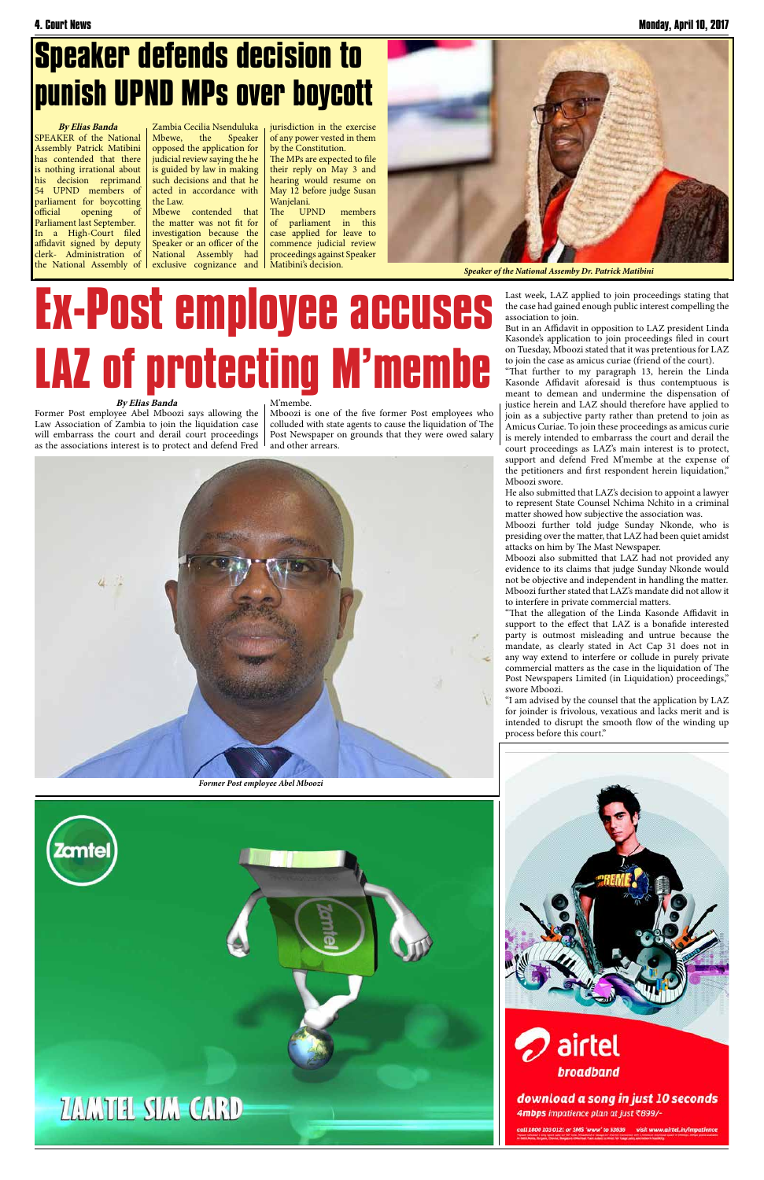# Speaker defends decision to punish UPND MPs over boycott

*By Elias Banda*

SPEAKER of the National Assembly Patrick Matibini has contended that there is nothing irrational about his decision reprimand 54 UPND members of parliament for boycotting official opening of Parliament last September.

In a High-Court filed affidavit signed by deputy clerk- Administration of the National Assembly of Zambia Cecilia Nsenduluka Mbewe, the Speaker opposed the application for judicial review saying the he is guided by law in making such decisions and that he acted in accordance with the Law.

Mbewe contended that the matter was not fit for investigation because the Speaker or an officer of the National Assembly had exclusive cognizance and jurisdiction in the exercise of any power vested in them by the Constitution.

The MPs are expected to file their reply on May 3 and hearing would resume on May 12 before judge Susan Wanjelani.

The UPND members of parliament in this case applied for leave to commence judicial review proceedings against Speaker Matibini's decision.

*Speaker of the National Assemby Dr. Patrick Matibini*

# Ex-Post employee accuses LAZ of protecting M'membe

*By Elias Banda*

Former Post employee Abel Mboozi says allowing the Law Association of Zambia to join the liquidation case will embarrass the court and derail court proceedings as the associations interest is to protect and defend Fred M'membe.

Mboozi is one of the five former Post employees who colluded with state agents to cause the liquidation of The Post Newspaper on grounds that they were owed salary and other arrears.

*Former Post employee Abel Mboozi*

Last week, LAZ applied to join proceedings stating that the case had gained enough public interest compelling the association to join.

But in an Affidavit in opposition to LAZ president Linda Kasonde's application to join proceedings filed in court on Tuesday, Mboozi stated that it was pretentious for LAZ to join the case as amicus curiae (friend of the court).

"That further to my paragraph 13, herein the Linda Kasonde Affidavit aforesaid is thus contemptuous is meant to demean and undermine the dispensation of justice herein and LAZ should therefore have applied to join as a subjective party rather than pretend to join as Amicus Curiae. To join these proceedings as amicus curie is merely intended to embarrass the court and derail the court proceedings as LAZ's main interest is to protect, support and defend Fred M'membe at the expense of the petitioners and first respondent herein liquidation," Mboozi swore.

He also submitted that LAZ's decision to appoint a lawyer to represent State Counsel Nchima Nchito in a criminal matter showed how subjective the association was.

Mboozi further told judge Sunday Nkonde, who is presiding over the matter, that LAZ had been quiet amidst attacks on him by The Mast Newspaper.

Mboozi also submitted that LAZ had not provided any evidence to its claims that judge Sunday Nkonde would not be objective and independent in handling the matter.

Mboozi further stated that LAZ's mandate did not allow it to interfere in private commercial matters.

"That the allegation of the Linda Kasonde Affidavit in support to the effect that LAZ is a bonafide interested party is outmost misleading and untrue because the mandate, as clearly stated in Act Cap 31 does not in any way extend to interfere or collude in purely private commercial matters as the case in the liquidation of The Post Newspapers Limited (in Liquidation) proceedings," swore Mboozi.

"I am advised by the counsel that the application by LAZ for joinder is frivolous, vexatious and lacks merit and is intended to disrupt the smooth flow of the winding up process before this court."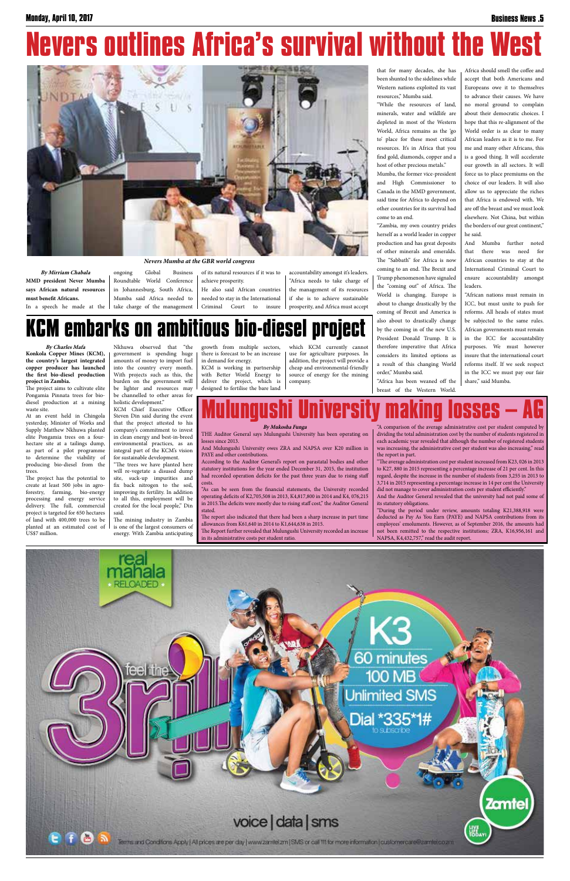# Nevers outlines Africa's survival without the West

*Nevers Mumba at the GBR world congress*

***By Mirriam Chabala***

**MMD president Never Mumba says African natural resources must benefit Africans.**

In a speech he made at the ongoing Global Business Roundtable World Conference in Johannesburg, South Africa, Mumba said Africa needed to take charge of the management of its natural resources if it was to achieve prosperity.

He also said African countries needed to stay in the International Criminal Court to insure accountability amongst it's leaders.

"Africa needs to take charge of the management of its resources if she is to achieve sustainable prosperity, and Africa must accept that for many decades, she has been shunted to the sidelines while Western nations exploited its vast resources," Mumba said.

"While the resources of land, minerals, water and wildlife are depleted in most of the Western World, Africa remains as the 'go to' place for these most critical resources. It's in Africa that you find gold, diamonds, copper and a host of other precious metals."

Mumba, the former vice-president and High Commissioner to Canada in the MMD government, said time for Africa to depend on other countries for its survival had come to an end.

"Zambia, my own country prides herself as a world leader in copper production and has great deposits of other minerals and emeralds. The "Sabbath" for Africa is now coming to an end. The Brexit and Trump phenomenon have signaled the "coming out" of Africa. The World is changing. Europe is about to change drastically by the coming of Brexit and America is also about to drastically change by the coming of the new U.S. President Donald Trump. It is therefore imperative that Africa considers its limited options as a result of this changing World order," Mumba said.

"Africa has been weaned off the breast of the Western World. Africa should smell the coffee and accept that both Americans and Europeans owe it to themselves to advance their causes. We have no moral ground to complain about their democratic choices. I hope that this re-alignment of the World order is as clear to many African leaders as it is to me. For me and many other Africans, this is a good thing. It will accelerate our growth in all sectors. It will force us to place premiums on the choice of our leaders. It will also allow us to appreciate the riches that Africa is endowed with. We are off the breast and we must look elsewhere. Not China, but within the borders of our great continent," he said.

And Mumba further noted that there was need for African countries to stay in the International Criminal Court to ensure accountability amongst leaders.

"African nations must remain in ICC, but must unite to push for reforms. All heads of states must be subjected to the same rules. African governments must remain in the ICC for accountability purposes. We must however insure that the international court reforms itself. If we seek respect in the ICC we must pay our fair share," said Mumba.

# KCM embarks on ambitious bio-diesel project

***By Charles Mafa***

**Konkola Copper Mines (KCM), the country's largest integrated copper producer has launched the first bio-diesel production project in Zambia.**

The project aims to cultivate elite Pongamia Pinnata trees for bio-diesel production at a mining waste site.

At an event held in Chingola yesterday, Minister of Works and Supply Matthew Nkhuwa planted elite Pongamia trees on a four-hectare site at a tailings dump, as part of a pilot programme to determine the viability of producing bio-diesel from the trees.

The project has the potential to create at least 500 jobs in agro-forestry, farming, bio-energy processing and energy service delivery. The full, commercial project is targeted for 650 hectares of land with 400,000 trees to be planted at an estimated cost of US$7 million.

Nkhuwa observed that "the government is spending huge amounts of money to import fuel into the country every month. With projects such as this, the burden on the government will be lighter and resources may be channelled to other areas for holistic development."

KCM Chief Executive Officer Steven Din said during the event that the project attested to his company's commitment to invest in clean energy and best-in-breed environmental practices, as an integral part of the KCM's vision for sustainable development.

"The trees we have planted here will re-vegetate a disused dump site, suck-up impurities and fix back nitrogen to the soil, improving its fertility. In addition to all this, employment will be created for the local people," Din said.

The mining industry in Zambia is one of the largest consumers of energy. With Zambia anticipating growth from multiple sectors, there is forecast to be an increase in demand for energy.

KCM is working in partnership with Better World Energy to deliver the project, which is designed to fertilise the bare land which KCM currently cannot use for agriculture purposes. In addition, the project will provide a cheap and environmental-friendly source of energy for the mining company.

# Mulungushi University making losses – AG

***By Mukosha Funga***

THE Auditor General says Mulungushi University has been operating on losses since 2013.

And Mulungushi University owes ZRA and NAPSA over K20 million in PAYE and other contributions.

According to the Auditor General's report on parastatal bodies and other statutory institutions for the year ended December 31, 2015, the institution had recorded operation deficits for the past three years due to rising staff costs.

"As can be seen from the financial statements, the University recorded operating deficits of K2,705,508 in 2013, K4,817,800 in 2014 and K4, 076,215 in 2015.The deficits were mostly due to rising staff cost," the Auditor General stated.

The report also indicated that there had been a sharp increase in part time allowances from K61,640 in 2014 to K1,644,638 in 2015.

The Report further revealed that Mulungushi University recorded an increase in its administrative costs per student ratio.

"A comparison of the average administrative cost per student computed by dividing the total administration cost by the number of students registered in each academic year revealed that although the number of registered students was increasing, the administrative cost per student was also increasing," read the report in part.

"The average administration cost per student increased from K23, 026 in 2013 to K27, 880 in 2015 representing a percentage increase of 21 per cent. In this regard, despite the increase in the number of students from 3,255 in 2013 to 3,714 in 2015 representing a percentage increase in 14 per cent the University did not manage to cover administration costs per student efficiently."

And the Auditor General revealed that the university had not paid some of its statutory obligations.

"During the period under review, amounts totaling K21,388,918 were deducted as Pay As You Earn (PAYE) and NAPSA contributions from its employees' emoluments. However, as of September 2016, the amounts had not been remitted to the respective institutions; ZRA, K16,956,161 and NAPSA, K4,432,757," read the audit report.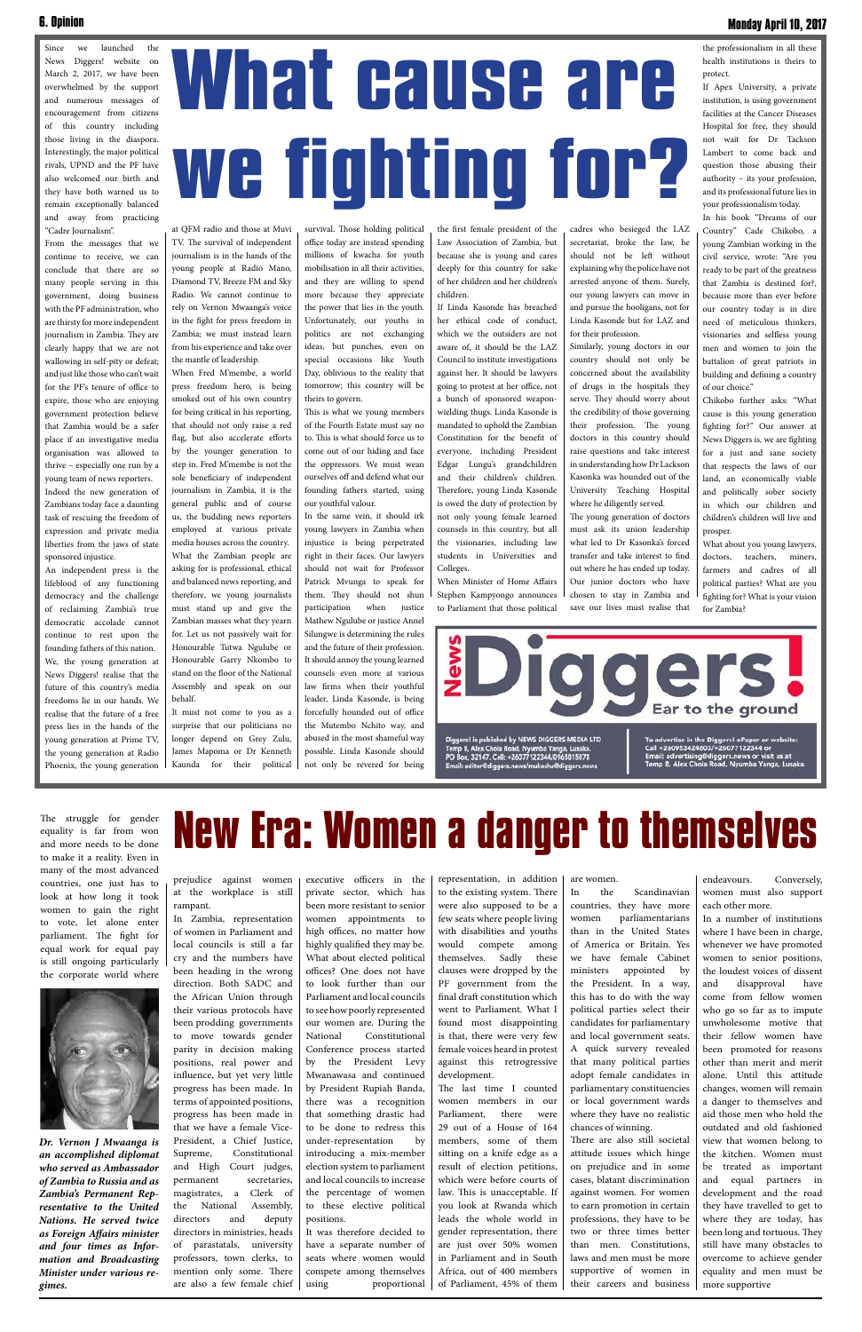# What cause are we fighting for?

Since we launched the News Diggers! website on March 2, 2017, we have been overwhelmed by the support and numerous messages of encouragement from citizens of this country including those living in the diaspora. Interestingly, the major political rivals, UPND and the PF have also welcomed our birth and they have both warned us to remain exceptionally balanced and away from practicing "Cadre Journalism".

From the messages that we continue to receive, we can conclude that there are so many people serving in this government, doing business with the PF administration, who are thirsty for more independent journalism in Zambia. They are clearly happy that we are not wallowing in self-pity or defeat; and just like those who can't wait for the PF's tenure of office to expire, those who are enjoying government protection believe that Zambia would be a safer place if an investigative media organisation was allowed to thrive – especially one run by a young team of news reporters.

Indeed the new generation of Zambians today face a daunting task of rescuing the freedom of expression and private media liberties from the jaws of state sponsored injustice.

An independent press is the lifeblood of any functioning democracy and the challenge of reclaiming Zambia's true democratic accolade cannot continue to rest upon the founding fathers of this nation.

We, the young generation at News Diggers! realise that the future of this country's media freedoms lie in our hands. We realise that the future of a free press lies in the hands of the young generation at Prime TV, the young generation at Radio Phoenix, the young generation at QFM radio and those at Muvi TV. The survival of independent journalism is in the hands of the young people at Radio Mano, Diamond TV, Breeze FM and Sky Radio. We cannot continue to rely on Vernon Mwaanga's voice in the fight for press freedom in Zambia; we must instead learn from his experience and take over the mantle of leadership.

When Fred M'membe, a world press freedom hero, is being smoked out of his own country for being critical in his reporting, that should not only raise a red flag, but also accelerate efforts by the younger generation to step in. Fred M'membe is not the sole beneficiary of independent journalism in Zambia, it is the general public and of course us, the budding news reporters employed at various private media houses across the country.

What the Zambian people are asking for is professional, ethical and balanced news reporting, and therefore, we young journalists must stand up and give the Zambian masses what they yearn for. Let us not passively wait for Honourable Tutwa Ngulube or Honourable Garry Nkombo to stand on the floor of the National Assembly and speak on our behalf.

It must not come to you as a surprise that our politicians no longer depend on Grey Zulu, James Mapoma or Dr Kenneth Kaunda for their political survival. Those holding political office today are instead spending millions of kwacha for youth mobilisation in all their activities, and they are willing to spend more because they appreciate the power that lies in the youth. Unfortunately, our youths in politics are not exchanging ideas, but punches, even on special occasions like Youth Day, oblivious to the reality that tomorrow; this country will be theirs to govern.

This is what we young members of the Fourth Estate must say no to. This is what should force us to come out of our hiding and face the oppressors. We must wean ourselves off and defend what our founding fathers started, using our youthful valour.

In the same vein, it should irk young lawyers in Zambia when injustice is being perpetrated right in their faces. Our lawyers should not wait for Professor Patrick Mvunga to speak for them. They should not shun participation when justice Mathew Ngulube or justice Annel Silungwe is determining the rules and the future of their profession. It should annoy the young learned counsels even more at various law firms when their youthful leader, Linda Kasonde, is being forcefully hounded out of office the Mutembo Nchito way, and abused in the most shameful way possible. Linda Kasonde should not only be revered for being the first female president of the Law Association of Zambia, but because she is young and cares deeply for this country for sake of her children and her children's children.

If Linda Kasonde has breached her ethical code of conduct, which we the outsiders are not aware of, it should be the LAZ Council to institute investigations against her. It should be lawyers going to protest at her office, not a bunch of sponsored weapon-wielding thugs. Linda Kasonde is mandated to uphold the Zambian Constitution for the benefit of everyone, including President Edgar Lungu's grandchildren and their children's children. Therefore, young Linda Kasonde is owed the duty of protection by not only young female learned counsels in this country, but all the visionaries, including law students in Universities and Colleges.

When Minister of Home Affairs Stephen Kampyongo announces to Parliament that those political cadres who besieged the LAZ secretariat, broke the law, he should not be left without explaining why the police have not arrested anyone of them. Surely, our young lawyers can move in and pursue the hooligans, not for Linda Kasonde but for LAZ and for their profession.

Similarly, young doctors in our country should not only be concerned about the availability of drugs in the hospitals they serve. They should worry about the credibility of those governing their profession. The young doctors in this country should raise questions and take interest in understanding how Dr Lackson Kasonka was hounded out of the University Teaching Hospital where he diligently served.

The young generation of doctors must ask its union leadership what led to Dr Kasonka's forced transfer and take interest to find out where he has ended up today. Our junior doctors who have chosen to stay in Zambia and save our lives must realise that the professionalism in all these health institutions is theirs to protect.

If Apex University, a private institution, is using government facilities at the Cancer Diseases Hospital for free, they should not wait for Dr Tackson Lambert to come back and question those abusing their authority – its your profession, and its professional future lies in your professionalism today.

In his book "Dreams of our Country" Cade Chikobo, a young Zambian working in the civil service, wrote: "Are you ready to be part of the greatness that Zambia is destined for?, because more than ever before our country today is in dire need of meticulous thinkers, visionaries and selfless young men and women to join the battalion of great patriots in building and defining a country of our choice."

Chikobo further asks: "What cause is this young generation fighting for?" Our answer at News Diggers is, we are fighting for a just and sane society that respects the laws of our land, an economically viable and politically sober society in which our children and children's children will live and prosper.

What about you young lawyers, doctors, teachers, miners, farmers and cadres of all political parties? What are you fighting for? What is your vision for Zambia?

**News Diggers! Ear to the ground**

Diggers! is published by NEWS DIGGERS MEDIA LTD
Temp 8, Alex Chola Road, Nyumba Yanga, Lusaka.
PO Box, 32147, Cell: +260771223344/0965515678
Email: editor@diggers.news/mukosha@diggers.news

To advertise in the Diggers! ePaper or website:
Call +260953424603/+260771223344 or
Email: advertising@diggers.news or visit us at
Temp 8, Alex Chola Road, Nyumba Yanga, Lusaka.

# New Era: Women a danger to themselves

The struggle for gender equality is far from won and more needs to be done to make it a reality. Even in many of the most advanced countries, one just has to look at how long it took women to gain the right to vote, let alone enter parliament. The fight for equal work for equal pay is still ongoing particularly the corporate world where prejudice against women at the workplace is still rampant.

*Dr. Vernon J Mwaanga is an accomplished diplomat who served as Ambassador of Zambia to Russia and as Zambia's Permanent Representative to the United Nations. He served twice as Foreign Affairs minister and four times as Information and Broadcasting Minister under various regimes.*

In Zambia, representation of women in Parliament and local councils is still a far cry and the numbers have been heading in the wrong direction. Both SADC and the African Union through their various protocols have been prodding governments to move towards gender parity in decision making positions, real power and influence, but yet very little progress has been made. In terms of appointed positions, progress has been made in that we have a female Vice-President, a Chief Justice, Supreme, Constitutional and High Court judges, permanent secretaries, magistrates, a Clerk of the National Assembly, directors and deputy directors in ministries, heads of parastatals, university professors, town clerks, to mention only some. There are also a few female chief executive officers in the private sector, which has been more resistant to senior women appointments to high offices, no matter how highly qualified they may be. What about elected political offices? One does not have to look further than our Parliament and local councils to see how poorly represented our women are. During the National Constitutional Conference process started by the President Levy Mwanawasa and continued by President Rupiah Banda, there was a recognition that something drastic had to be done to redress this under-representation by introducing a mix-member election system to parliament and local councils to increase the percentage of women to these elective political positions.

It was therefore decided to have a separate number of seats where women would compete among themselves using proportional representation, in addition to the existing system. There were also supposed to be a few seats where people living with disabilities and youths would compete among themselves. Sadly these clauses were dropped by the PF government from the final draft constitution which went to Parliament. What I found most disappointing is that, there were very few female voices heard in protest against this retrogressive development.

The last time I counted women members in our Parliament, there were 29 out of a House of 164 members, some of them sitting on a knife edge as a result of election petitions, which were before courts of law. This is unacceptable. If you look at Rwanda which leads the whole world in gender representation, there are just over 50% women in Parliament and in South Africa, out of 400 members of Parliament, 45% of them are women.

In the Scandinavian countries, they have more women parliamentarians than in the United States of America or Britain. Yes we have female Cabinet ministers appointed by the President. In a way, this has to do with the way political parties select their candidates for parliamentary and local government seats. A quick survery revealed that many political parties adopt female candidates in parliamentary constituencies or local government wards where they have no realistic chances of winning.

There are also still societal attitude issues which hinge on prejudice and in some cases, blatant discrimination against women. For women to earn promotion in certain professions, they have to be two or three times better than men. Constitutions, laws and men must be more supportive of women in their careers and business endeavours. Conversely, women must also support each other.

In a number of institutions where I have been in charge, whenever we have promoted women to senior positions, the loudest voices of dissent and disapproval have come from fellow women who go so far as to impute unwholesome motive that their fellow women have been promoted for reasons other than merit and merit alone. Until this attitude changes, women will remain a danger to themselves and aid those men who hold the outdated and old fashioned view that women belong to the kitchen. Women must be treated as important and equal partners in development and the road they have travelled to get to where they are today, has been long and tortuous. They still have many obstacles to overcome to achieve gender equality and men must be more supportive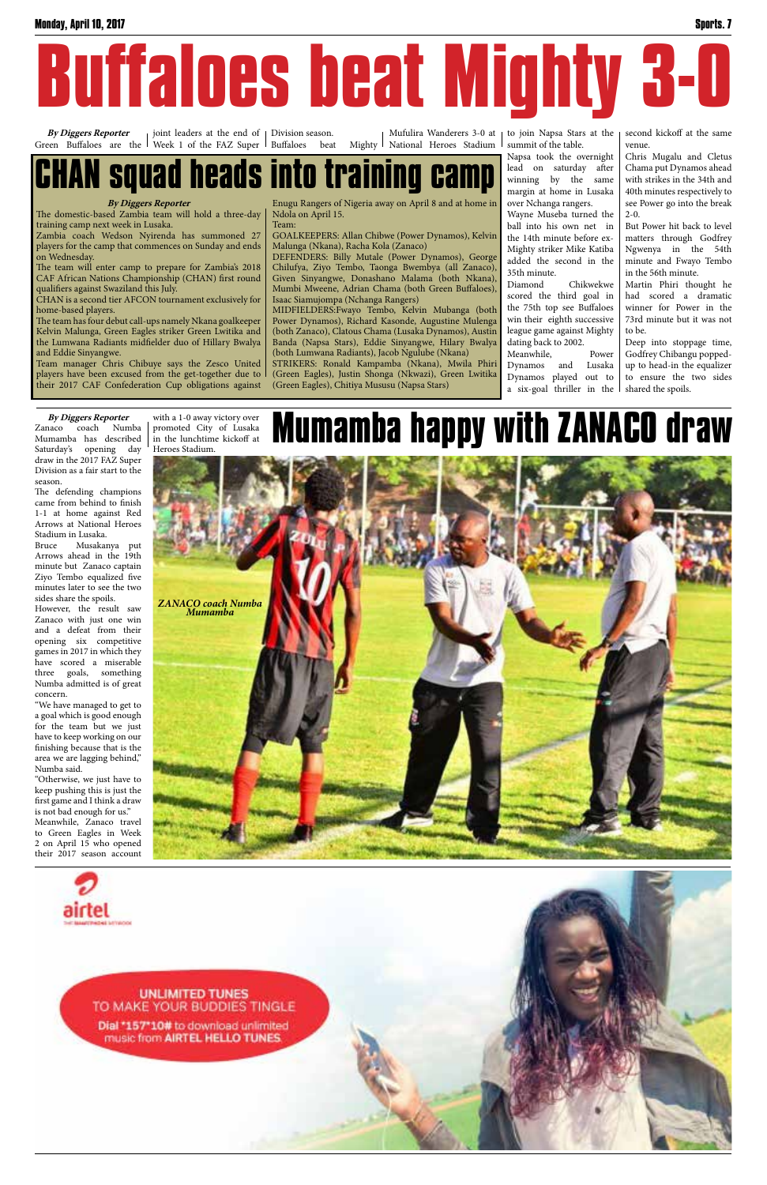# Buffaloes beat Mighty 3-0

***By Diggers Reporter***

Green Buffaloes are the joint leaders at the end of Week 1 of the FAZ Super Division season.

Buffaloes beat Mighty Mufulira Wanderers 3-0 at National Heroes Stadium to join Napsa Stars at the summit of the table.

Napsa took the overnight lead on saturday after winning by the same margin at home in Lusaka over Nchanga rangers.

Wayne Museba turned the ball into his own net in the 14th minute before ex-Mighty striker Mike Katiba added the second in the 35th minute.

Diamond Chikwekwe scored the third goal in the 75th top see Buffaloes win their eighth successive league game against Mighty dating back to 2002.

Meanwhile, Power Dynamos and Lusaka Dynamos played out to a six-goal thriller in the second kickoff at the same venue.

Chris Mugalu and Cletus Chama put Dynamos ahead with strikes in the 34th and 40th minutes respectively to see Power go into the break 2-0.

But Power hit back to level matters through Godfrey Ngwenya in the 54th minute and Fwayo Tembo in the 56th minute.

Martin Phiri thought he had scored a dramatic winner for Power in the 73rd minute but it was not to be.

Deep into stoppage time, Godfrey Chibangu popped-up to head-in the equalizer to ensure the two sides shared the spoils.

# CHAN squad heads into training camp

***By Diggers Reporter***

The domestic-based Zambia team will hold a three-day training camp next week in Lusaka.

Zambia coach Wedson Nyirenda has summoned 27 players for the camp that commences on Sunday and ends on Wednesday.

The team will enter camp to prepare for Zambia's 2018 CAF African Nations Championship (CHAN) first round qualifiers against Swaziland this July.

CHAN is a second tier AFCON tournament exclusively for home-based players.

The team has four debut call-ups namely Nkana goalkeeper Kelvin Malunga, Green Eagles striker Green Lwitika and the Lumwana Radiants midfielder duo of Hillary Bwalya and Eddie Sinyangwe.

Team manager Chris Chibuye says the Zesco United players have been excused from the get-together due to their 2017 CAF Confederation Cup obligations against Enugu Rangers of Nigeria away on April 8 and at home in Ndola on April 15.

Team:

GOALKEEPERS: Allan Chibwe (Power Dynamos), Kelvin Malunga (Nkana), Racha Kola (Zanaco)

DEFENDERS: Billy Mutale (Power Dynamos), George Chilufya, Ziyo Tembo, Taonga Bwembya (all Zanaco), Given Sinyangwe, Donashano Malama (both Nkana), Mumbi Mweene, Adrian Chama (both Green Buffaloes), Isaac Siamujompa (Nchanga Rangers)

MIDFIELDERS:Fwayo Tembo, Kelvin Mubanga (both Power Dynamos), Richard Kasonde, Augustine Mulenga (both Zanaco), Clatous Chama (Lusaka Dynamos), Austin Banda (Napsa Stars), Eddie Sinyangwe, Hilary Bwalya (both Lumwana Radiants), Jacob Ngulube (Nkana)

STRIKERS: Ronald Kampamba (Nkana), Mwila Phiri (Green Eagles), Justin Shonga (Nkwazi), Green Lwitika (Green Eagles), Chitiya Mususu (Napsa Stars)

# Mumamba happy with ZANACO draw

***By Diggers Reporter***

Zanaco coach Numba Mumamba has described Saturday's opening day draw in the 2017 FAZ Super Division as a fair start to the season.

The defending champions came from behind to finish 1-1 at home against Red Arrows at National Heroes Stadium in Lusaka.

Bruce Musakanya put Arrows ahead in the 19th minute but Zanaco captain Ziyo Tembo equalized five minutes later to see the two sides share the spoils.

However, the result saw Zanaco with just one win and a defeat from their opening six competitive games in 2017 in which they have scored a miserable three goals, something Numba admitted is of great concern.

"We have managed to get to a goal which is good enough for the team but we just have to keep working on our finishing because that is the area we are lagging behind," Numba said.

"Otherwise, we just have to keep pushing this is just the first game and I think a draw is not bad enough for us."

Meanwhile, Zanaco travel to Green Eagles in Week 2 on April 15 who opened their 2017 season account with a 1-0 away victory over promoted City of Lusaka in the lunchtime kickoff at Heroes Stadium.

*ZANACO coach Numba Mumamba*

airtel

UNLIMITED TUNES TO MAKE YOUR BUDDIES TINGLE

Dial *157*10# to download unlimited music from AIRTEL HELLO TUNES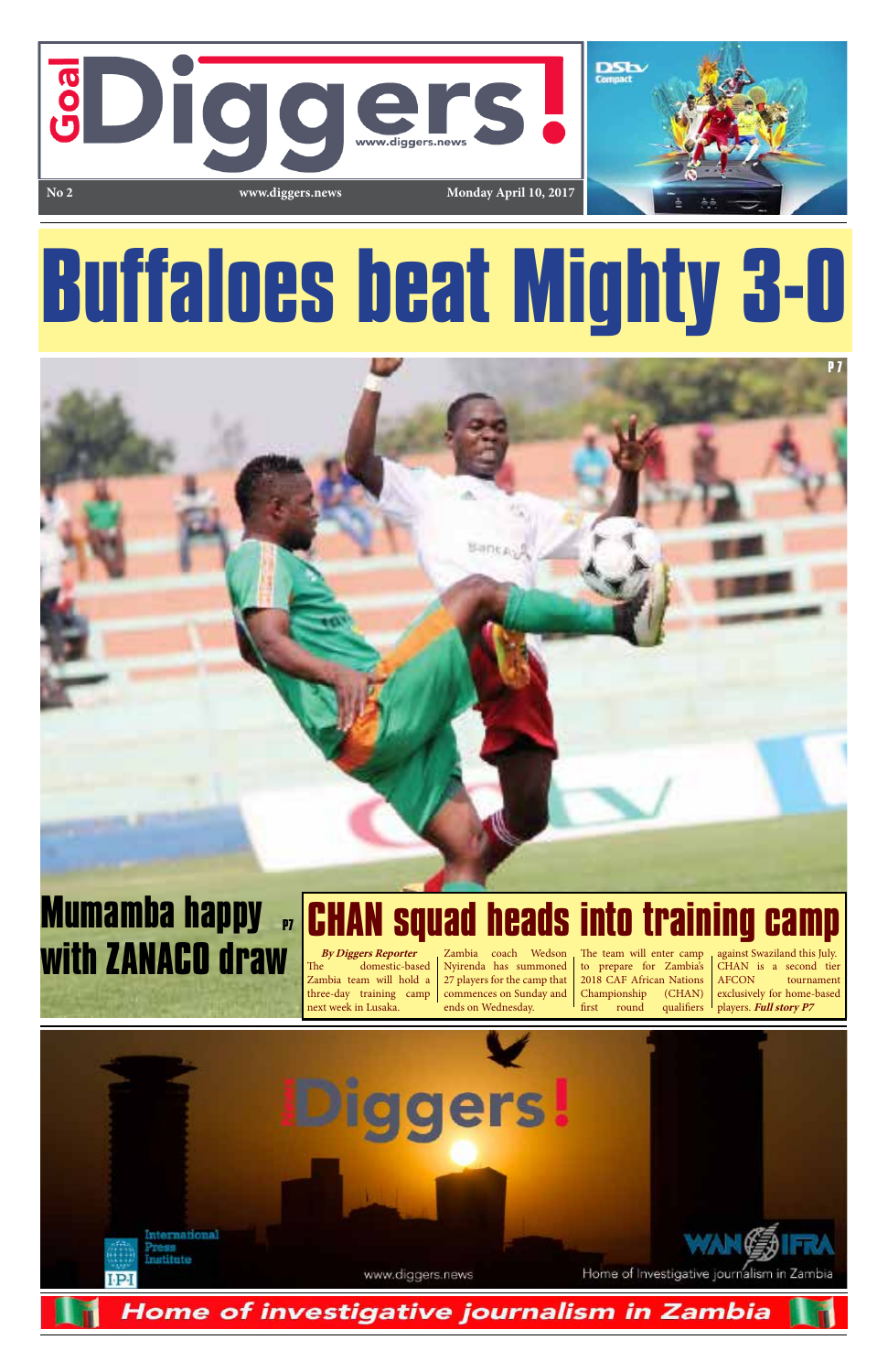# Goal Diggers!

www.diggers.news

No 2 | www.diggers.news | Monday April 10, 2017

# Buffaloes beat Mighty 3-0

P7

## Mumamba happy with ZANACO draw

P7

## CHAN squad heads into training camp

***By Diggers Reporter***

The domestic-based Zambia team will hold a three-day training camp next week in Lusaka.

Zambia coach Wedson Nyirenda has summoned 27 players for the camp that commences on Sunday and ends on Wednesday.

The team will enter camp to prepare for Zambia's 2018 CAF African Nations Championship (CHAN) first round qualifiers against Swaziland this July. CHAN is a second tier AFCON tournament exclusively for home-based players. ***Full story P7***

Diggers!

International Press Institute

www.diggers.news

Home of Investigative journalism in Zambia

WAN IFRA

*Home of investigative journalism in Zambia*